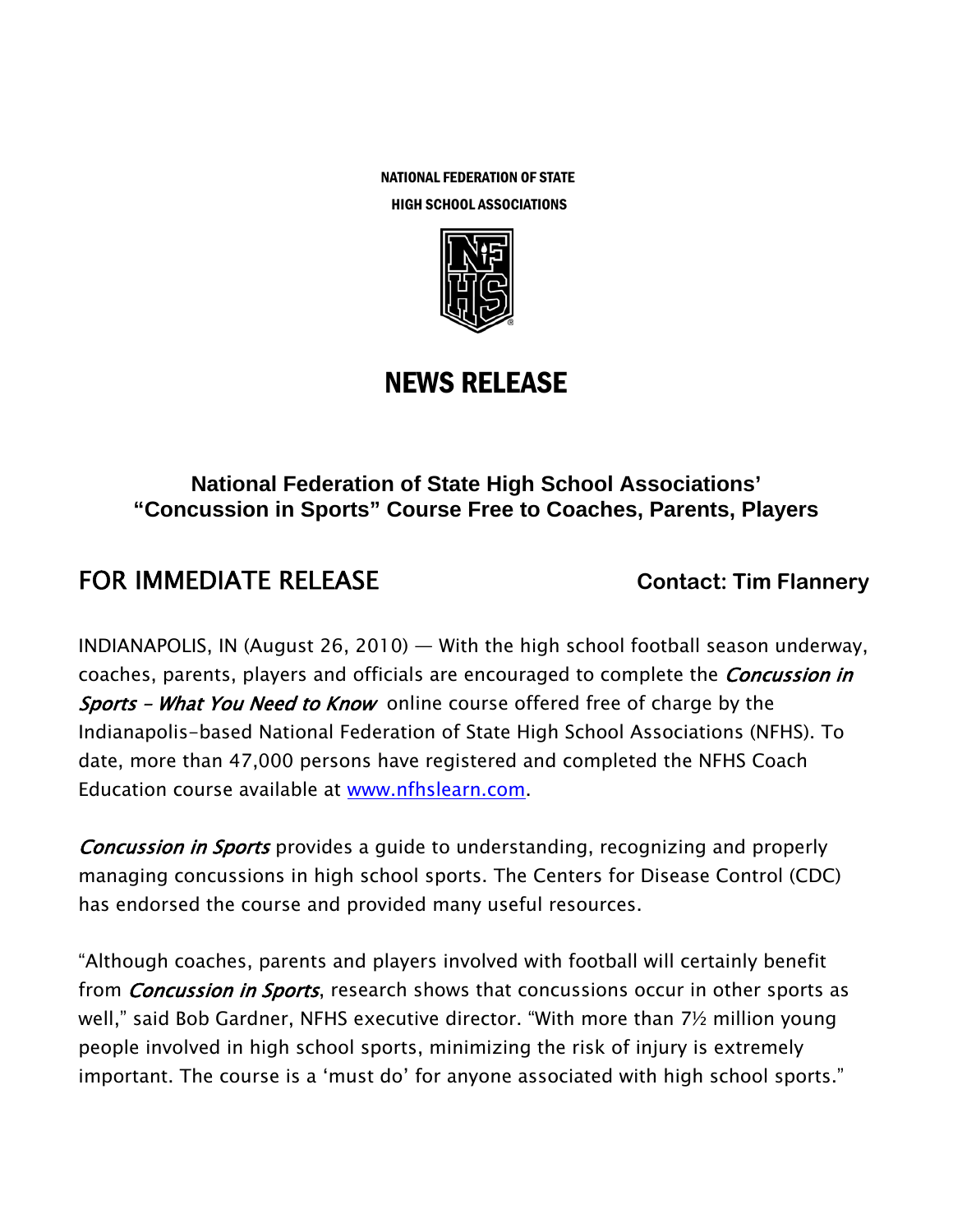NATIONAL FEDERATION OF STATE
HIGH SCHOOL ASSOCIATIONS

# NEWS RELEASE

## National Federation of State High School Associations' "Concussion in Sports" Course Free to Coaches, Parents, Players

**FOR IMMEDIATE RELEASE** **Contact: Tim Flannery**

INDIANAPOLIS, IN (August 26, 2010) — With the high school football season underway, coaches, parents, players and officials are encouraged to complete the ***Concussion in Sports – What You Need to Know*** online course offered free of charge by the Indianapolis-based National Federation of State High School Associations (NFHS). To date, more than 47,000 persons have registered and completed the NFHS Coach Education course available at [www.nfhslearn.com](www.nfhslearn.com).

***Concussion in Sports*** provides a guide to understanding, recognizing and properly managing concussions in high school sports. The Centers for Disease Control (CDC) has endorsed the course and provided many useful resources.

"Although coaches, parents and players involved with football will certainly benefit from ***Concussion in Sports***, research shows that concussions occur in other sports as well," said Bob Gardner, NFHS executive director. "With more than 7½ million young people involved in high school sports, minimizing the risk of injury is extremely important. The course is a 'must do' for anyone associated with high school sports."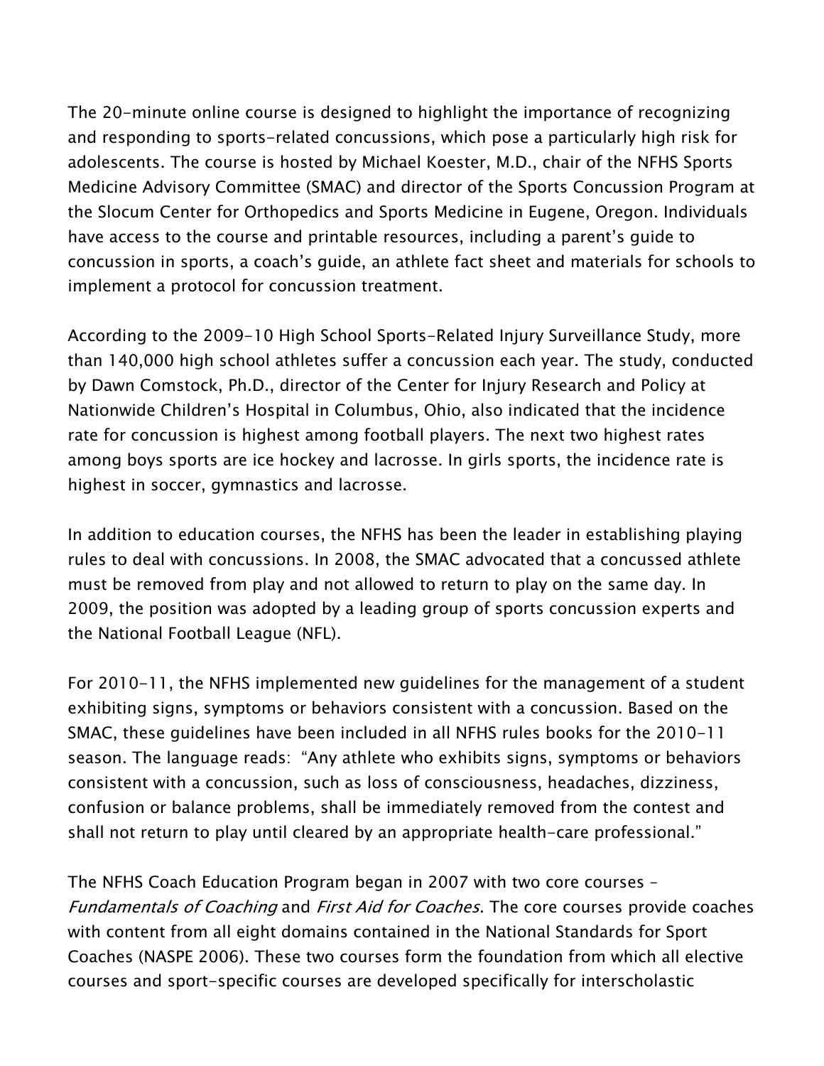The 20-minute online course is designed to highlight the importance of recognizing and responding to sports-related concussions, which pose a particularly high risk for adolescents. The course is hosted by Michael Koester, M.D., chair of the NFHS Sports Medicine Advisory Committee (SMAC) and director of the Sports Concussion Program at the Slocum Center for Orthopedics and Sports Medicine in Eugene, Oregon. Individuals have access to the course and printable resources, including a parent's guide to concussion in sports, a coach's guide, an athlete fact sheet and materials for schools to implement a protocol for concussion treatment.

According to the 2009-10 High School Sports-Related Injury Surveillance Study, more than 140,000 high school athletes suffer a concussion each year. The study, conducted by Dawn Comstock, Ph.D., director of the Center for Injury Research and Policy at Nationwide Children's Hospital in Columbus, Ohio, also indicated that the incidence rate for concussion is highest among football players. The next two highest rates among boys sports are ice hockey and lacrosse. In girls sports, the incidence rate is highest in soccer, gymnastics and lacrosse.

In addition to education courses, the NFHS has been the leader in establishing playing rules to deal with concussions. In 2008, the SMAC advocated that a concussed athlete must be removed from play and not allowed to return to play on the same day. In 2009, the position was adopted by a leading group of sports concussion experts and the National Football League (NFL).

For 2010-11, the NFHS implemented new guidelines for the management of a student exhibiting signs, symptoms or behaviors consistent with a concussion. Based on the SMAC, these guidelines have been included in all NFHS rules books for the 2010-11 season. The language reads: "Any athlete who exhibits signs, symptoms or behaviors consistent with a concussion, such as loss of consciousness, headaches, dizziness, confusion or balance problems, shall be immediately removed from the contest and shall not return to play until cleared by an appropriate health-care professional."

The NFHS Coach Education Program began in 2007 with two core courses – *Fundamentals of Coaching* and *First Aid for Coaches*. The core courses provide coaches with content from all eight domains contained in the National Standards for Sport Coaches (NASPE 2006). These two courses form the foundation from which all elective courses and sport-specific courses are developed specifically for interscholastic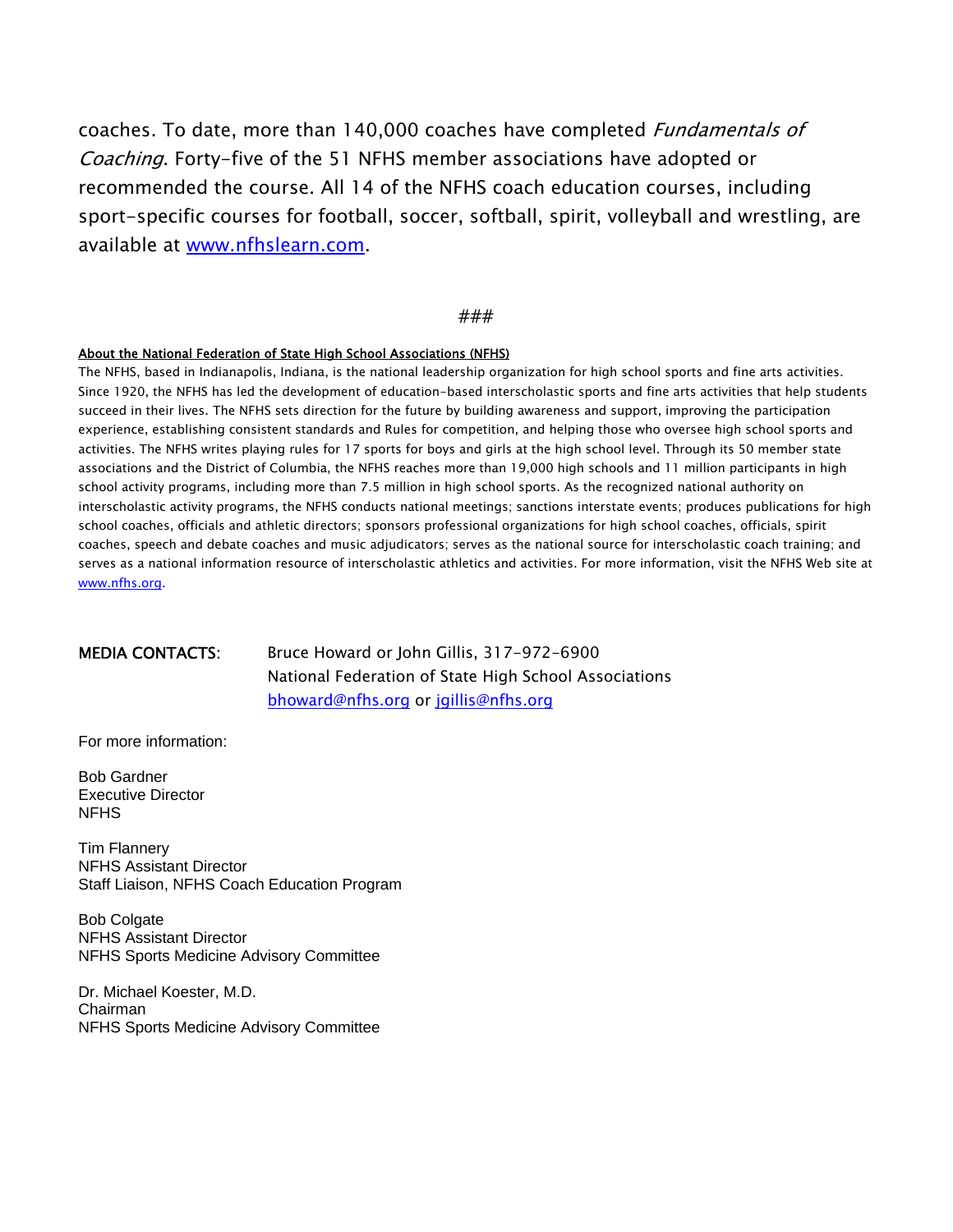coaches. To date, more than 140,000 coaches have completed *Fundamentals of Coaching*. Forty-five of the 51 NFHS member associations have adopted or recommended the course. All 14 of the NFHS coach education courses, including sport-specific courses for football, soccer, softball, spirit, volleyball and wrestling, are available at [www.nfhslearn.com](http://www.nfhslearn.com).

###

**About the National Federation of State High School Associations (NFHS)**

The NFHS, based in Indianapolis, Indiana, is the national leadership organization for high school sports and fine arts activities. Since 1920, the NFHS has led the development of education-based interscholastic sports and fine arts activities that help students succeed in their lives. The NFHS sets direction for the future by building awareness and support, improving the participation experience, establishing consistent standards and Rules for competition, and helping those who oversee high school sports and activities. The NFHS writes playing rules for 17 sports for boys and girls at the high school level. Through its 50 member state associations and the District of Columbia, the NFHS reaches more than 19,000 high schools and 11 million participants in high school activity programs, including more than 7.5 million in high school sports. As the recognized national authority on interscholastic activity programs, the NFHS conducts national meetings; sanctions interstate events; produces publications for high school coaches, officials and athletic directors; sponsors professional organizations for high school coaches, officials, spirit coaches, speech and debate coaches and music adjudicators; serves as the national source for interscholastic coach training; and serves as a national information resource of interscholastic athletics and activities. For more information, visit the NFHS Web site at [www.nfhs.org](http://www.nfhs.org).

**MEDIA CONTACTS:** Bruce Howard or John Gillis, 317-972-6900
National Federation of State High School Associations
[bhoward@nfhs.org](mailto:bhoward@nfhs.org) or [jgillis@nfhs.org](mailto:jgillis@nfhs.org)

For more information:

Bob Gardner
Executive Director
NFHS

Tim Flannery
NFHS Assistant Director
Staff Liaison, NFHS Coach Education Program

Bob Colgate
NFHS Assistant Director
NFHS Sports Medicine Advisory Committee

Dr. Michael Koester, M.D.
Chairman
NFHS Sports Medicine Advisory Committee